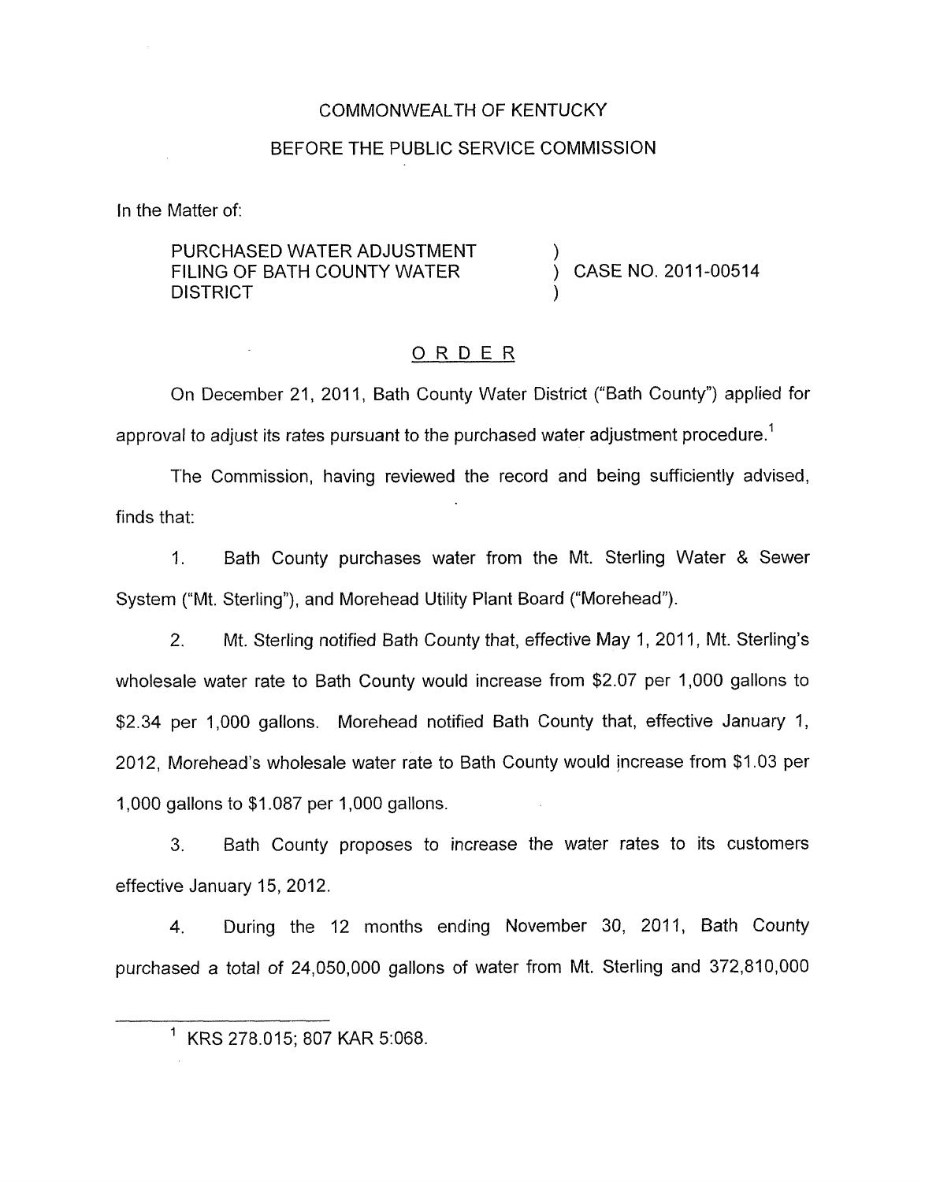COMMONWEALTH OF KENTUCKY

BEFORE THE PUBLIC SERVICE COMMISSION

In the Matter of:

PURCHASED WATER ADJUSTMENT FILING OF BATH COUNTY WATER DISTRICT ) CASE NO. 2011-00514

## ORDER

On December 21, 2011, Bath County Water District ("Bath County") applied for approval to adjust its rates pursuant to the purchased water adjustment procedure.[1]

The Commission, having reviewed the record and being sufficiently advised, finds that:

1. Bath County purchases water from the Mt. Sterling Water & Sewer System ("Mt. Sterling"), and Morehead Utility Plant Board ("Morehead").

2. Mt. Sterling notified Bath County that, effective May 1, 2011, Mt. Sterling's wholesale water rate to Bath County would increase from $2.07 per 1,000 gallons to $2.34 per 1,000 gallons. Morehead notified Bath County that, effective January 1, 2012, Morehead's wholesale water rate to Bath County would increase from $1.03 per 1,000 gallons to $1.087 per 1,000 gallons.

3. Bath County proposes to increase the water rates to its customers effective January 15, 2012.

4. During the 12 months ending November 30, 2011, Bath County purchased a total of 24,050,000 gallons of water from Mt. Sterling and 372,810,000

[1] KRS 278.015; 807 KAR 5:068.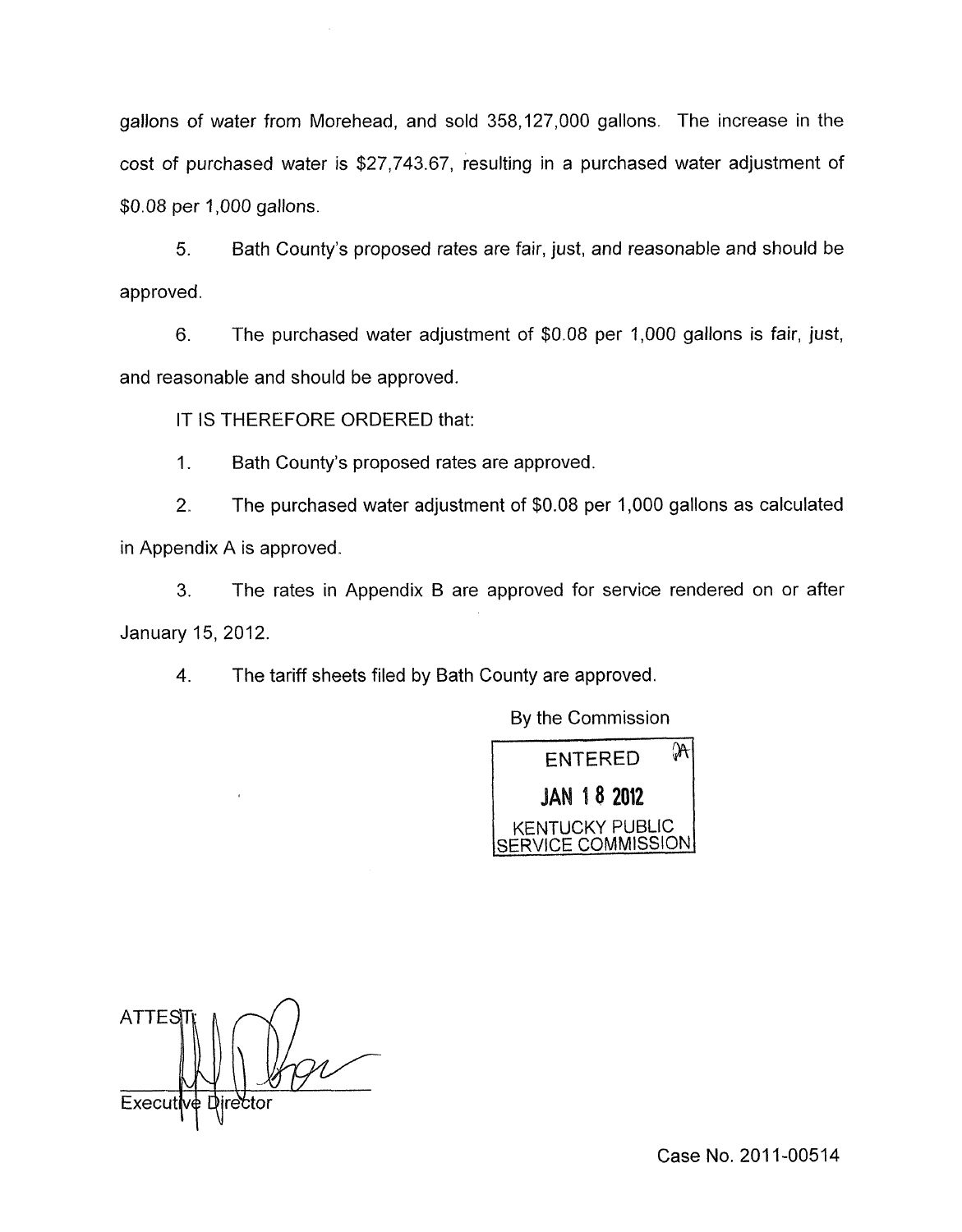gallons of water from Morehead, and sold 358,127,000 gallons. The increase in the cost of purchased water is $27,743.67, resulting in a purchased water adjustment of $0.08 per 1,000 gallons.

5. Bath County's proposed rates are fair, just, and reasonable and should be approved.

6. The purchased water adjustment of $0.08 per 1,000 gallons is fair, just, and reasonable and should be approved.

IT IS THEREFORE ORDERED that:

1. Bath County's proposed rates are approved.

2. The purchased water adjustment of $0.08 per 1,000 gallons as calculated in Appendix A is approved.

3. The rates in Appendix B are approved for service rendered on or after January 15, 2012.

4. The tariff sheets filed by Bath County are approved.

By the Commission

ENTERED
JAN 18 2012
KENTUCKY PUBLIC
SERVICE COMMISSION

ATTEST:

Executive Director

Case No. 2011-00514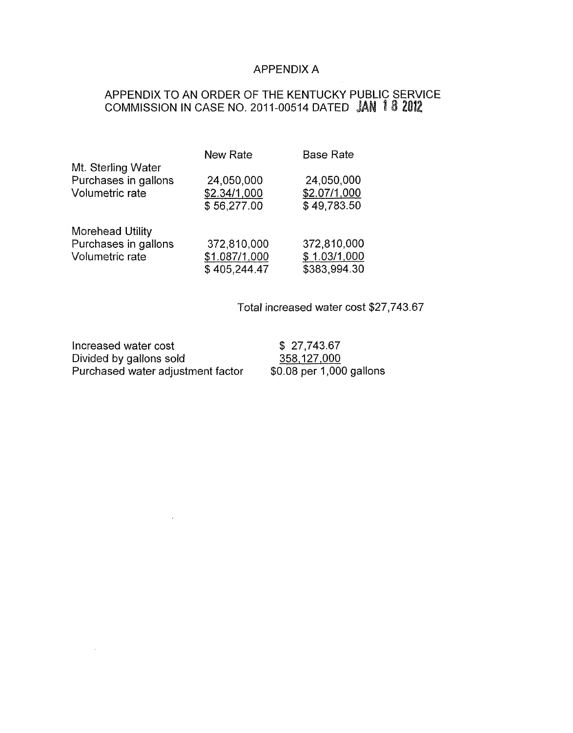# APPENDIX A

## APPENDIX TO AN ORDER OF THE KENTUCKY PUBLIC SERVICE COMMISSION IN CASE NO. 2011-00514 DATED JAN 18 2012

| | New Rate | Base Rate |
|---|---|---|
| Mt. Sterling Water | | |
| Purchases in gallons | 24,050,000 | 24,050,000 |
| Volumetric rate | $2.34/1,000 | $2.07/1,000 |
| | $ 56,277.00 | $ 49,783.50 |
| Morehead Utility | | |
| Purchases in gallons | 372,810,000 | 372,810,000 |
| Volumetric rate | $1.087/1,000 | $ 1.03/1,000 |
| | $ 405,244.47 | $383,994.30 |

Total increased water cost $27,743.67

| | |
|---|---|
| Increased water cost | $ 27,743.67 |
| Divided by gallons sold | 358,127,000 |
| Purchased water adjustment factor | $0.08 per 1,000 gallons |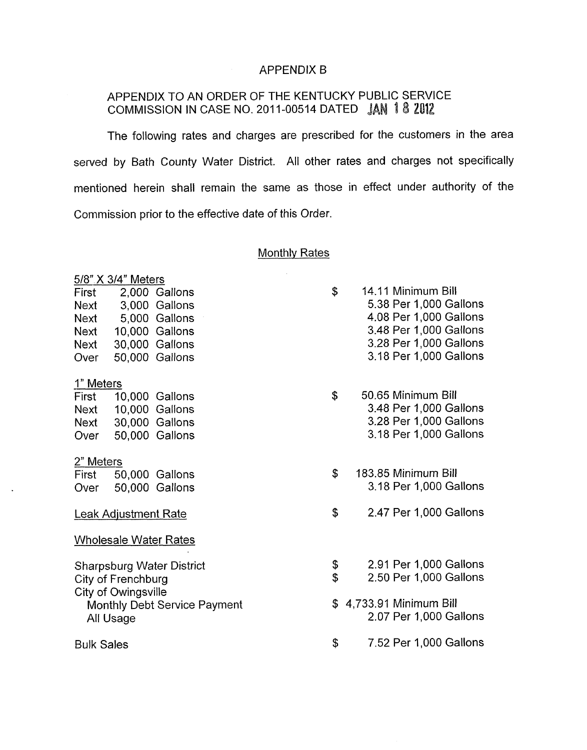# APPENDIX B

## APPENDIX TO AN ORDER OF THE KENTUCKY PUBLIC SERVICE COMMISSION IN CASE NO. 2011-00514 DATED JAN 18 2012

The following rates and charges are prescribed for the customers in the area served by Bath County Water District. All other rates and charges not specifically mentioned herein shall remain the same as those in effect under authority of the Commission prior to the effective date of this Order.

### Monthly Rates

| | | |
|---|---|---|
| **5/8" X 3/4" Meters** | | |
| First 2,000 Gallons | $ | 14.11 Minimum Bill |
| Next 3,000 Gallons | | 5.38 Per 1,000 Gallons |
| Next 5,000 Gallons | | 4.08 Per 1,000 Gallons |
| Next 10,000 Gallons | | 3.48 Per 1,000 Gallons |
| Next 30,000 Gallons | | 3.28 Per 1,000 Gallons |
| Over 50,000 Gallons | | 3.18 Per 1,000 Gallons |
| **1" Meters** | | |
| First 10,000 Gallons | $ | 50.65 Minimum Bill |
| Next 10,000 Gallons | | 3.48 Per 1,000 Gallons |
| Next 30,000 Gallons | | 3.28 Per 1,000 Gallons |
| Over 50,000 Gallons | | 3.18 Per 1,000 Gallons |
| **2" Meters** | | |
| First 50,000 Gallons | $ | 183.85 Minimum Bill |
| Over 50,000 Gallons | | 3.18 Per 1,000 Gallons |
| **Leak Adjustment Rate** | $ | 2.47 Per 1,000 Gallons |
| **Wholesale Water Rates** | | |
| Sharpsburg Water District | $ | 2.91 Per 1,000 Gallons |
| City of Frenchburg | $ | 2.50 Per 1,000 Gallons |
| City of Owingsville | | |
| Monthly Debt Service Payment | $ | 4,733.91 Minimum Bill |
| All Usage | | 2.07 Per 1,000 Gallons |
| Bulk Sales | $ | 7.52 Per 1,000 Gallons |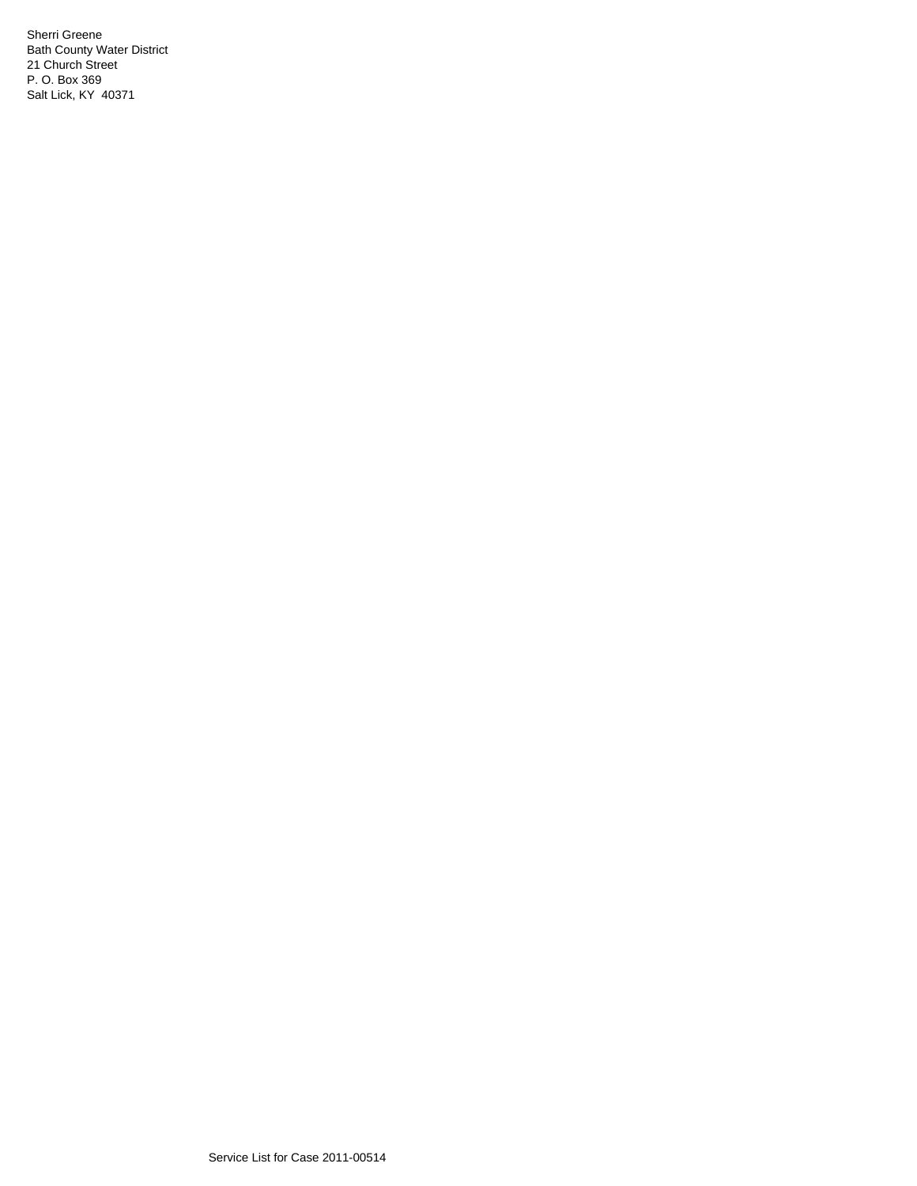Sherri Greene
Bath County Water District
21 Church Street
P. O. Box 369
Salt Lick, KY  40371